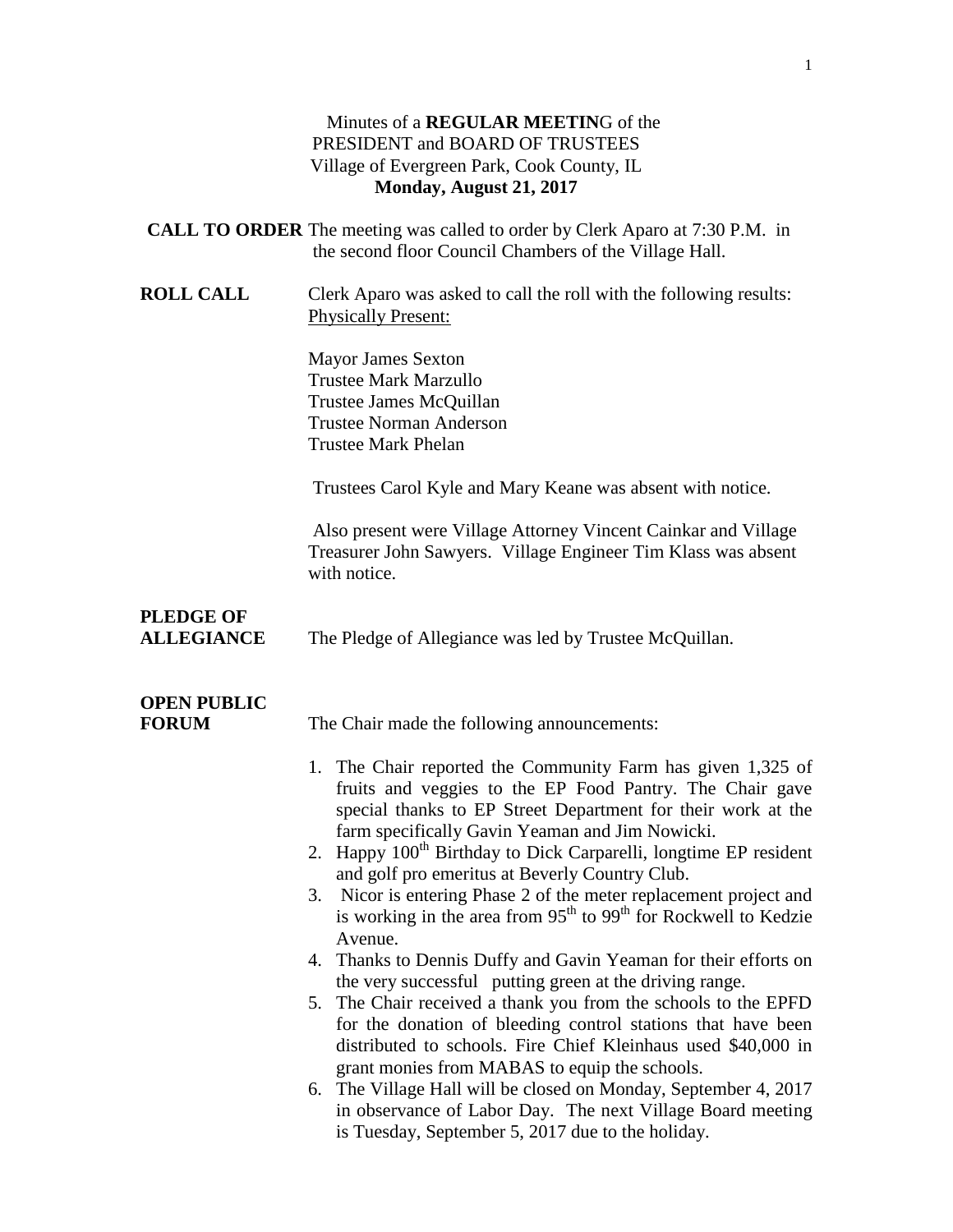Minutes of a **REGULAR MEETIN**G of the
PRESIDENT and BOARD OF TRUSTEES
Village of Evergreen Park, Cook County, IL
**Monday, August 21, 2017**

**CALL TO ORDER** The meeting was called to order by Clerk Aparo at 7:30 P.M. in the second floor Council Chambers of the Village Hall.

**ROLL CALL** Clerk Aparo was asked to call the roll with the following results:
Physically Present:

Mayor James Sexton
Trustee Mark Marzullo
Trustee James McQuillan
Trustee Norman Anderson
Trustee Mark Phelan

Trustees Carol Kyle and Mary Keane was absent with notice.

Also present were Village Attorney Vincent Cainkar and Village Treasurer John Sawyers. Village Engineer Tim Klass was absent with notice.

**PLEDGE OF ALLEGIANCE** The Pledge of Allegiance was led by Trustee McQuillan.

**OPEN PUBLIC FORUM** The Chair made the following announcements:

1. The Chair reported the Community Farm has given 1,325 of fruits and veggies to the EP Food Pantry. The Chair gave special thanks to EP Street Department for their work at the farm specifically Gavin Yeaman and Jim Nowicki.
2. Happy 100th Birthday to Dick Carparelli, longtime EP resident and golf pro emeritus at Beverly Country Club.
3. Nicor is entering Phase 2 of the meter replacement project and is working in the area from 95th to 99th for Rockwell to Kedzie Avenue.
4. Thanks to Dennis Duffy and Gavin Yeaman for their efforts on the very successful putting green at the driving range.
5. The Chair received a thank you from the schools to the EPFD for the donation of bleeding control stations that have been distributed to schools. Fire Chief Kleinhaus used $40,000 in grant monies from MABAS to equip the schools.
6. The Village Hall will be closed on Monday, September 4, 2017 in observance of Labor Day. The next Village Board meeting is Tuesday, September 5, 2017 due to the holiday.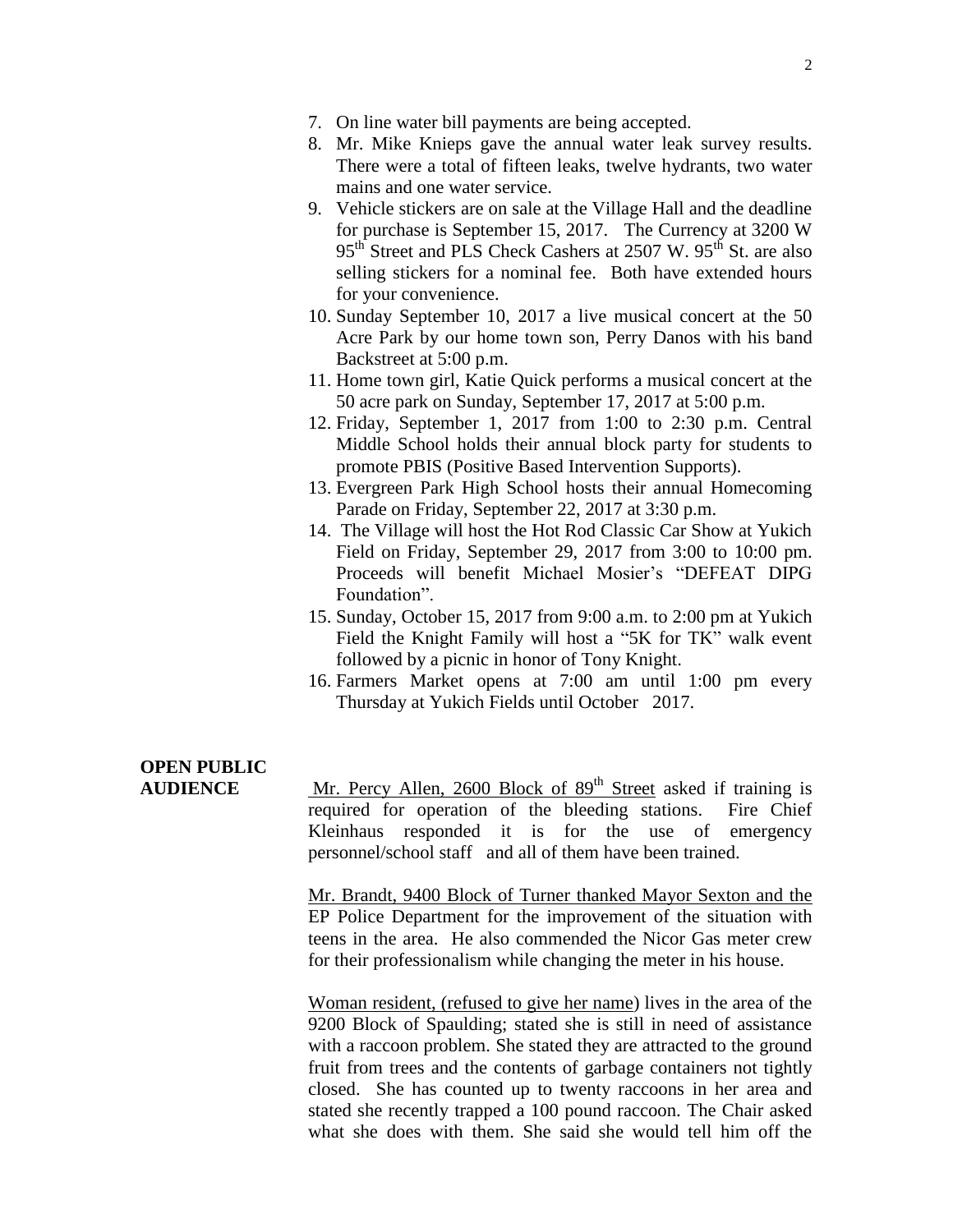7. On line water bill payments are being accepted.
8. Mr. Mike Knieps gave the annual water leak survey results. There were a total of fifteen leaks, twelve hydrants, two water mains and one water service.
9. Vehicle stickers are on sale at the Village Hall and the deadline for purchase is September 15, 2017. The Currency at 3200 W 95th Street and PLS Check Cashers at 2507 W. 95th St. are also selling stickers for a nominal fee. Both have extended hours for your convenience.
10. Sunday September 10, 2017 a live musical concert at the 50 Acre Park by our home town son, Perry Danos with his band Backstreet at 5:00 p.m.
11. Home town girl, Katie Quick performs a musical concert at the 50 acre park on Sunday, September 17, 2017 at 5:00 p.m.
12. Friday, September 1, 2017 from 1:00 to 2:30 p.m. Central Middle School holds their annual block party for students to promote PBIS (Positive Based Intervention Supports).
13. Evergreen Park High School hosts their annual Homecoming Parade on Friday, September 22, 2017 at 3:30 p.m.
14. The Village will host the Hot Rod Classic Car Show at Yukich Field on Friday, September 29, 2017 from 3:00 to 10:00 pm. Proceeds will benefit Michael Mosier's "DEFEAT DIPG Foundation".
15. Sunday, October 15, 2017 from 9:00 a.m. to 2:00 pm at Yukich Field the Knight Family will host a "5K for TK" walk event followed by a picnic in honor of Tony Knight.
16. Farmers Market opens at 7:00 am until 1:00 pm every Thursday at Yukich Fields until October 2017.

**OPEN PUBLIC AUDIENCE**

Mr. Percy Allen, 2600 Block of 89th Street asked if training is required for operation of the bleeding stations. Fire Chief Kleinhaus responded it is for the use of emergency personnel/school staff and all of them have been trained.

Mr. Brandt, 9400 Block of Turner thanked Mayor Sexton and the EP Police Department for the improvement of the situation with teens in the area. He also commended the Nicor Gas meter crew for their professionalism while changing the meter in his house.

Woman resident, (refused to give her name) lives in the area of the 9200 Block of Spaulding; stated she is still in need of assistance with a raccoon problem. She stated they are attracted to the ground fruit from trees and the contents of garbage containers not tightly closed. She has counted up to twenty raccoons in her area and stated she recently trapped a 100 pound raccoon. The Chair asked what she does with them. She said she would tell him off the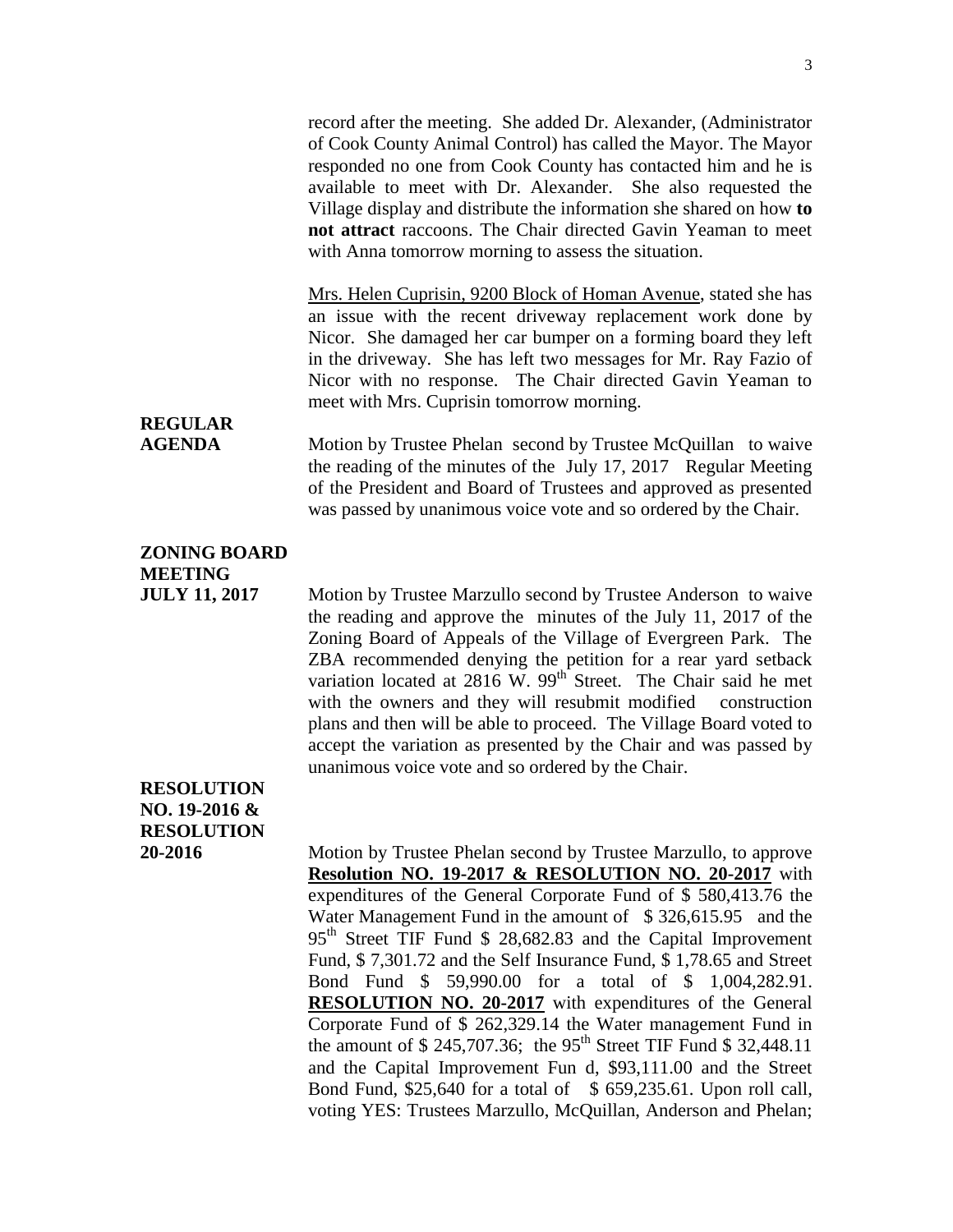record after the meeting. She added Dr. Alexander, (Administrator of Cook County Animal Control) has called the Mayor. The Mayor responded no one from Cook County has contacted him and he is available to meet with Dr. Alexander. She also requested the Village display and distribute the information she shared on how **to not attract** raccoons. The Chair directed Gavin Yeaman to meet with Anna tomorrow morning to assess the situation.

Mrs. Helen Cuprisin, 9200 Block of Homan Avenue, stated she has an issue with the recent driveway replacement work done by Nicor. She damaged her car bumper on a forming board they left in the driveway. She has left two messages for Mr. Ray Fazio of Nicor with no response. The Chair directed Gavin Yeaman to meet with Mrs. Cuprisin tomorrow morning.

**REGULAR AGENDA**

Motion by Trustee Phelan second by Trustee McQuillan to waive the reading of the minutes of the July 17, 2017 Regular Meeting of the President and Board of Trustees and approved as presented was passed by unanimous voice vote and so ordered by the Chair.

**ZONING BOARD MEETING JULY 11, 2017**

Motion by Trustee Marzullo second by Trustee Anderson to waive the reading and approve the minutes of the July 11, 2017 of the Zoning Board of Appeals of the Village of Evergreen Park. The ZBA recommended denying the petition for a rear yard setback variation located at 2816 W. 99th Street. The Chair said he met with the owners and they will resubmit modified construction plans and then will be able to proceed. The Village Board voted to accept the variation as presented by the Chair and was passed by unanimous voice vote and so ordered by the Chair.

**RESOLUTION NO. 19-2016 & RESOLUTION 20-2016**

Motion by Trustee Phelan second by Trustee Marzullo, to approve **Resolution NO. 19-2017 & RESOLUTION NO. 20-2017** with expenditures of the General Corporate Fund of $ 580,413.76 the Water Management Fund in the amount of $ 326,615.95 and the 95th Street TIF Fund $ 28,682.83 and the Capital Improvement Fund, $ 7,301.72 and the Self Insurance Fund, $ 1,78.65 and Street Bond Fund $ 59,990.00 for a total of $ 1,004,282.91. **RESOLUTION NO. 20-2017** with expenditures of the General Corporate Fund of $ 262,329.14 the Water management Fund in the amount of $ 245,707.36; the 95th Street TIF Fund $ 32,448.11 and the Capital Improvement Fun d, $93,111.00 and the Street Bond Fund, $25,640 for a total of $ 659,235.61. Upon roll call, voting YES: Trustees Marzullo, McQuillan, Anderson and Phelan;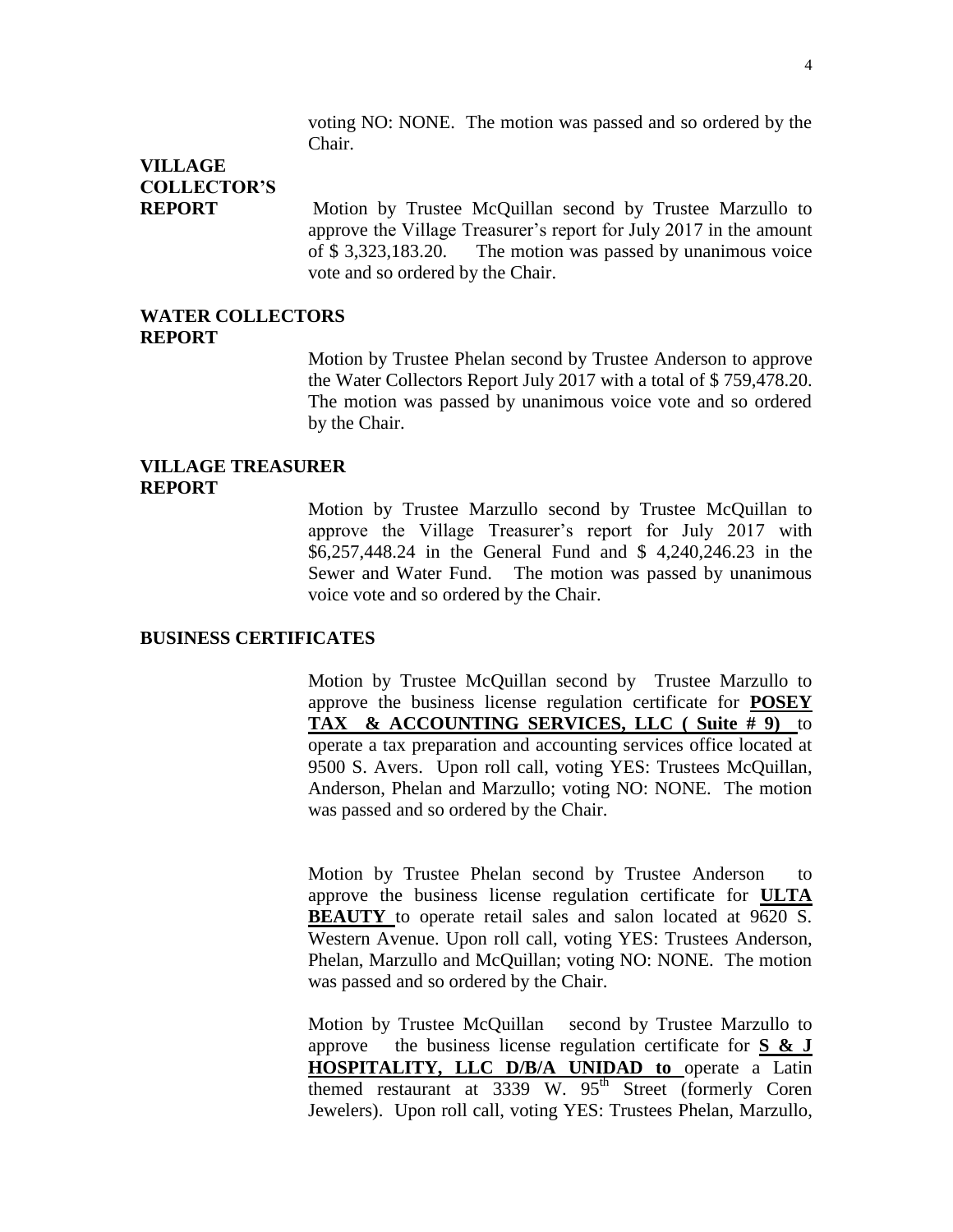voting NO: NONE. The motion was passed and so ordered by the Chair.

**VILLAGE COLLECTOR'S REPORT**

Motion by Trustee McQuillan second by Trustee Marzullo to approve the Village Treasurer's report for July 2017 in the amount of $ 3,323,183.20. The motion was passed by unanimous voice vote and so ordered by the Chair.

**WATER COLLECTORS REPORT**

Motion by Trustee Phelan second by Trustee Anderson to approve the Water Collectors Report July 2017 with a total of $ 759,478.20. The motion was passed by unanimous voice vote and so ordered by the Chair.

**VILLAGE TREASURER REPORT**

Motion by Trustee Marzullo second by Trustee McQuillan to approve the Village Treasurer's report for July 2017 with $6,257,448.24 in the General Fund and $ 4,240,246.23 in the Sewer and Water Fund. The motion was passed by unanimous voice vote and so ordered by the Chair.

**BUSINESS CERTIFICATES**

Motion by Trustee McQuillan second by Trustee Marzullo to approve the business license regulation certificate for **POSEY TAX & ACCOUNTING SERVICES, LLC ( Suite # 9)** to operate a tax preparation and accounting services office located at 9500 S. Avers. Upon roll call, voting YES: Trustees McQuillan, Anderson, Phelan and Marzullo; voting NO: NONE. The motion was passed and so ordered by the Chair.

Motion by Trustee Phelan second by Trustee Anderson to approve the business license regulation certificate for **ULTA BEAUTY** to operate retail sales and salon located at 9620 S. Western Avenue. Upon roll call, voting YES: Trustees Anderson, Phelan, Marzullo and McQuillan; voting NO: NONE. The motion was passed and so ordered by the Chair.

Motion by Trustee McQuillan second by Trustee Marzullo to approve the business license regulation certificate for **S & J HOSPITALITY, LLC D/B/A UNIDAD to** operate a Latin themed restaurant at 3339 W. 95th Street (formerly Coren Jewelers). Upon roll call, voting YES: Trustees Phelan, Marzullo,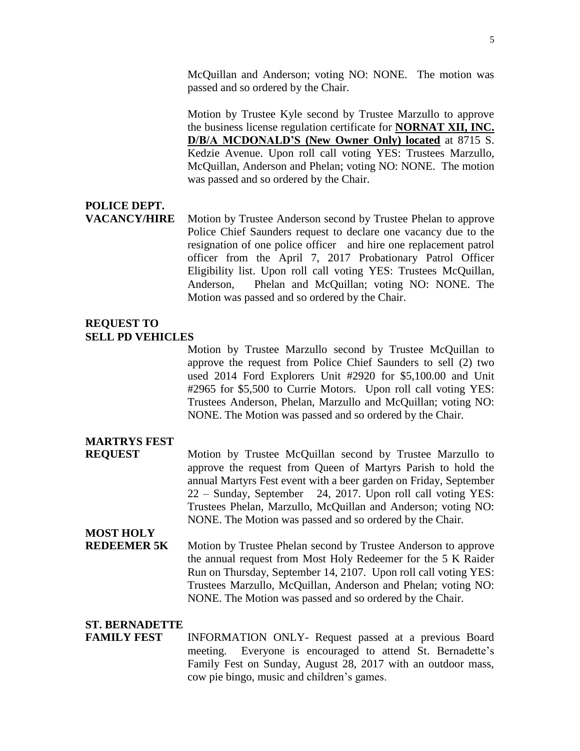McQuillan and Anderson; voting NO: NONE. The motion was passed and so ordered by the Chair.

Motion by Trustee Kyle second by Trustee Marzullo to approve the business license regulation certificate for **NORNAT XII, INC. D/B/A MCDONALD'S (New Owner Only) located** at 8715 S. Kedzie Avenue. Upon roll call voting YES: Trustees Marzullo, McQuillan, Anderson and Phelan; voting NO: NONE. The motion was passed and so ordered by the Chair.

**POLICE DEPT. VACANCY/HIRE**

Motion by Trustee Anderson second by Trustee Phelan to approve Police Chief Saunders request to declare one vacancy due to the resignation of one police officer and hire one replacement patrol officer from the April 7, 2017 Probationary Patrol Officer Eligibility list. Upon roll call voting YES: Trustees McQuillan, Anderson, Phelan and McQuillan; voting NO: NONE. The Motion was passed and so ordered by the Chair.

**REQUEST TO SELL PD VEHICLES**

Motion by Trustee Marzullo second by Trustee McQuillan to approve the request from Police Chief Saunders to sell (2) two used 2014 Ford Explorers Unit #2920 for $5,100.00 and Unit #2965 for $5,500 to Currie Motors. Upon roll call voting YES: Trustees Anderson, Phelan, Marzullo and McQuillan; voting NO: NONE. The Motion was passed and so ordered by the Chair.

**MARTRYS FEST REQUEST**

Motion by Trustee McQuillan second by Trustee Marzullo to approve the request from Queen of Martyrs Parish to hold the annual Martyrs Fest event with a beer garden on Friday, September 22 – Sunday, September 24, 2017. Upon roll call voting YES: Trustees Phelan, Marzullo, McQuillan and Anderson; voting NO: NONE. The Motion was passed and so ordered by the Chair.

**MOST HOLY REDEEMER 5K**

Motion by Trustee Phelan second by Trustee Anderson to approve the annual request from Most Holy Redeemer for the 5 K Raider Run on Thursday, September 14, 2107. Upon roll call voting YES: Trustees Marzullo, McQuillan, Anderson and Phelan; voting NO: NONE. The Motion was passed and so ordered by the Chair.

**ST. BERNADETTE FAMILY FEST**

INFORMATION ONLY- Request passed at a previous Board meeting. Everyone is encouraged to attend St. Bernadette's Family Fest on Sunday, August 28, 2017 with an outdoor mass, cow pie bingo, music and children's games.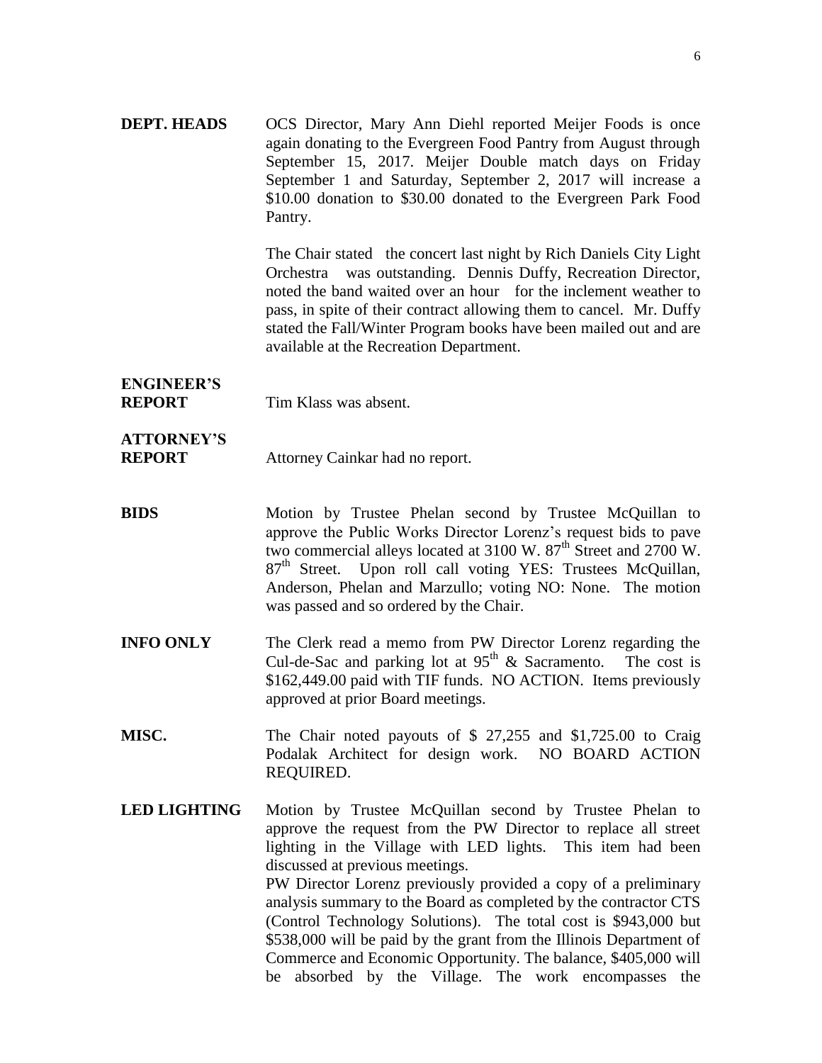**DEPT. HEADS** OCS Director, Mary Ann Diehl reported Meijer Foods is once again donating to the Evergreen Food Pantry from August through September 15, 2017. Meijer Double match days on Friday September 1 and Saturday, September 2, 2017 will increase a \$10.00 donation to \$30.00 donated to the Evergreen Park Food Pantry.

The Chair stated the concert last night by Rich Daniels City Light Orchestra was outstanding. Dennis Duffy, Recreation Director, noted the band waited over an hour for the inclement weather to pass, in spite of their contract allowing them to cancel. Mr. Duffy stated the Fall/Winter Program books have been mailed out and are available at the Recreation Department.

**ENGINEER'S REPORT** Tim Klass was absent.

**ATTORNEY'S REPORT** Attorney Cainkar had no report.

**BIDS** Motion by Trustee Phelan second by Trustee McQuillan to approve the Public Works Director Lorenz's request bids to pave two commercial alleys located at 3100 W. 87th Street and 2700 W. 87th Street. Upon roll call voting YES: Trustees McQuillan, Anderson, Phelan and Marzullo; voting NO: None. The motion was passed and so ordered by the Chair.

**INFO ONLY** The Clerk read a memo from PW Director Lorenz regarding the Cul-de-Sac and parking lot at 95th & Sacramento. The cost is \$162,449.00 paid with TIF funds. NO ACTION. Items previously approved at prior Board meetings.

**MISC.** The Chair noted payouts of \$ 27,255 and \$1,725.00 to Craig Podalak Architect for design work. NO BOARD ACTION REQUIRED.

**LED LIGHTING** Motion by Trustee McQuillan second by Trustee Phelan to approve the request from the PW Director to replace all street lighting in the Village with LED lights. This item had been discussed at previous meetings.
PW Director Lorenz previously provided a copy of a preliminary analysis summary to the Board as completed by the contractor CTS (Control Technology Solutions). The total cost is \$943,000 but \$538,000 will be paid by the grant from the Illinois Department of Commerce and Economic Opportunity. The balance, \$405,000 will be absorbed by the Village. The work encompasses the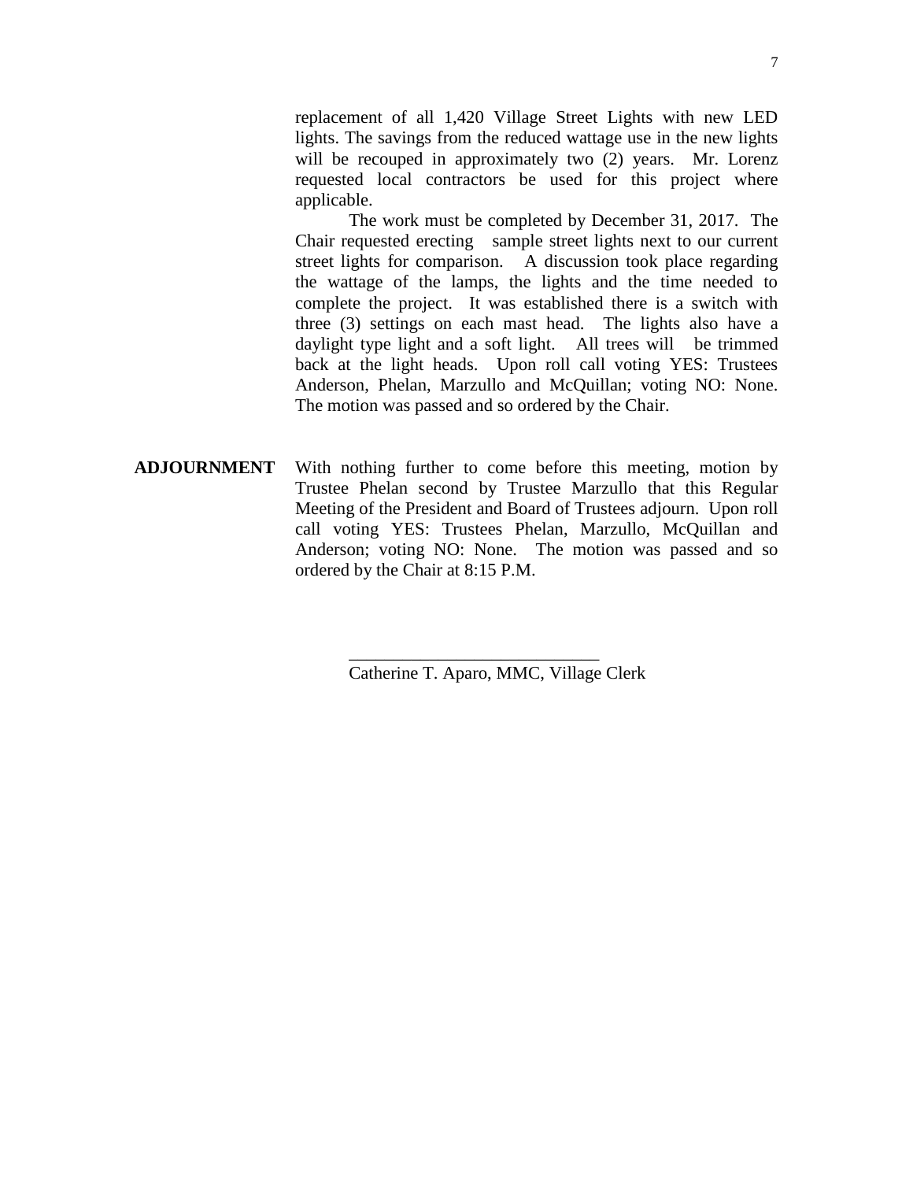replacement of all 1,420 Village Street Lights with new LED lights. The savings from the reduced wattage use in the new lights will be recouped in approximately two (2) years. Mr. Lorenz requested local contractors be used for this project where applicable.

The work must be completed by December 31, 2017. The Chair requested erecting sample street lights next to our current street lights for comparison. A discussion took place regarding the wattage of the lamps, the lights and the time needed to complete the project. It was established there is a switch with three (3) settings on each mast head. The lights also have a daylight type light and a soft light. All trees will be trimmed back at the light heads. Upon roll call voting YES: Trustees Anderson, Phelan, Marzullo and McQuillan; voting NO: None. The motion was passed and so ordered by the Chair.

**ADJOURNMENT** With nothing further to come before this meeting, motion by Trustee Phelan second by Trustee Marzullo that this Regular Meeting of the President and Board of Trustees adjourn. Upon roll call voting YES: Trustees Phelan, Marzullo, McQuillan and Anderson; voting NO: None. The motion was passed and so ordered by the Chair at 8:15 P.M.

\_\_\_\_\_\_\_\_\_\_\_\_\_\_\_\_\_\_\_\_\_\_\_\_\_\_\_\_

Catherine T. Aparo, MMC, Village Clerk